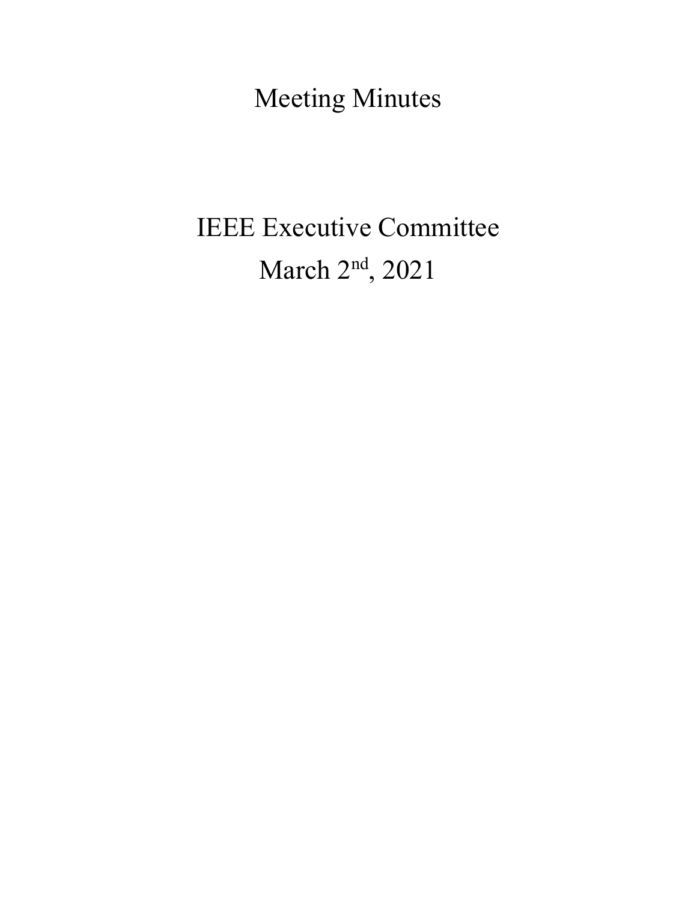# Meeting Minutes

# IEEE Executive Committee

# March 2nd, 2021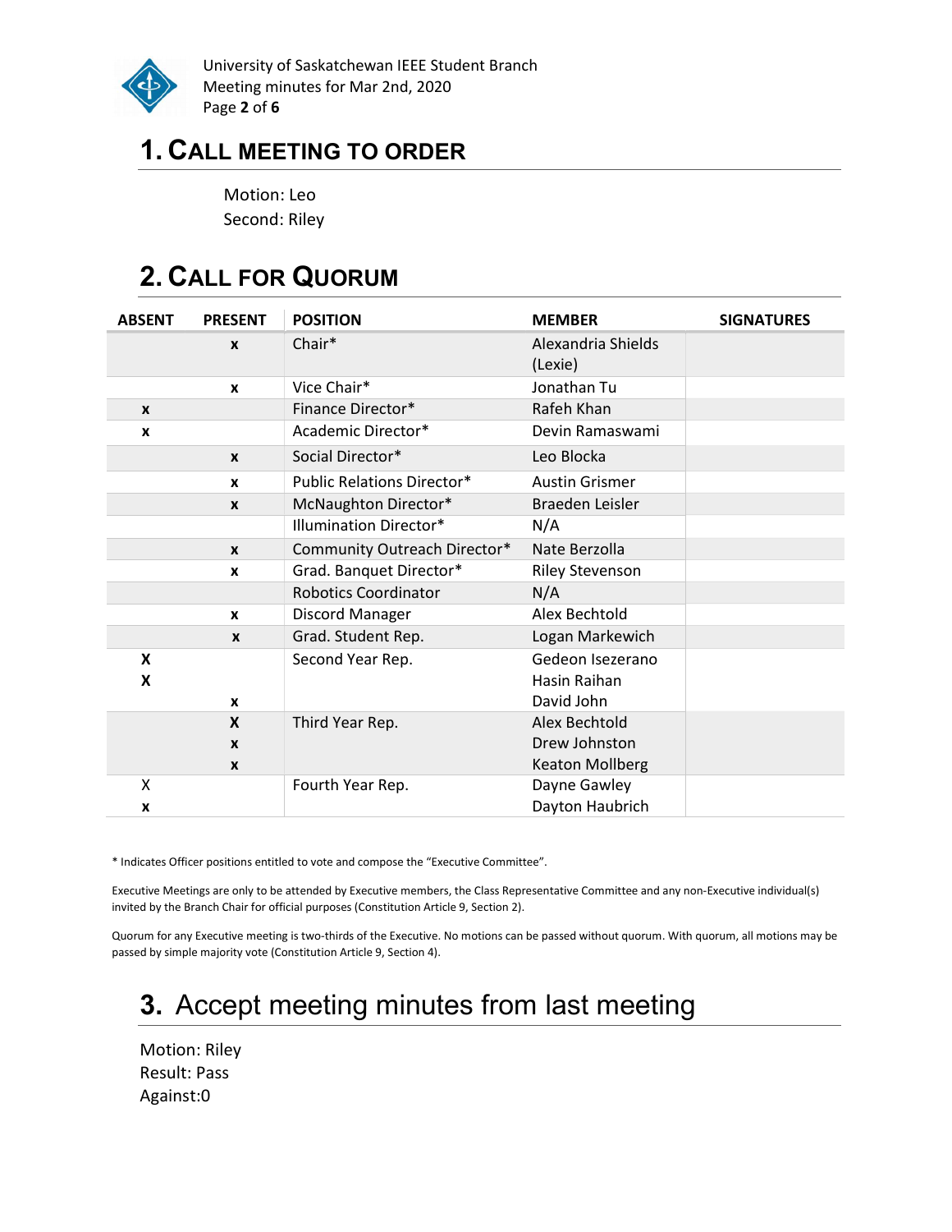## 1. CALL MEETING TO ORDER

Motion: Leo
Second: Riley

## 2. CALL FOR QUORUM

| ABSENT | PRESENT | POSITION | MEMBER | SIGNATURES |
|---|---|---|---|---|
| | x | Chair* | Alexandria Shields (Lexie) | |
| | x | Vice Chair* | Jonathan Tu | |
| x | | Finance Director* | Rafeh Khan | |
| x | | Academic Director* | Devin Ramaswami | |
| | x | Social Director* | Leo Blocka | |
| | x | Public Relations Director* | Austin Grismer | |
| | x | McNaughton Director* | Braeden Leisler | |
| | | Illumination Director* | N/A | |
| | x | Community Outreach Director* | Nate Berzolla | |
| | x | Grad. Banquet Director* | Riley Stevenson | |
| | | Robotics Coordinator | N/A | |
| | x | Discord Manager | Alex Bechtold | |
| | x | Grad. Student Rep. | Logan Markewich | |
| X | | Second Year Rep. | Gedeon Isezerano | |
| X | | | Hasin Raihan | |
| | x | | David John | |
| | X | Third Year Rep. | Alex Bechtold | |
| | x | | Drew Johnston | |
| | x | | Keaton Mollberg | |
| X | | Fourth Year Rep. | Dayne Gawley | |
| x | | | Dayton Haubrich | |

* Indicates Officer positions entitled to vote and compose the "Executive Committee".

Executive Meetings are only to be attended by Executive members, the Class Representative Committee and any non-Executive individual(s) invited by the Branch Chair for official purposes (Constitution Article 9, Section 2).

Quorum for any Executive meeting is two-thirds of the Executive. No motions can be passed without quorum. With quorum, all motions may be passed by simple majority vote (Constitution Article 9, Section 4).

## 3. Accept meeting minutes from last meeting

Motion: Riley
Result: Pass
Against:0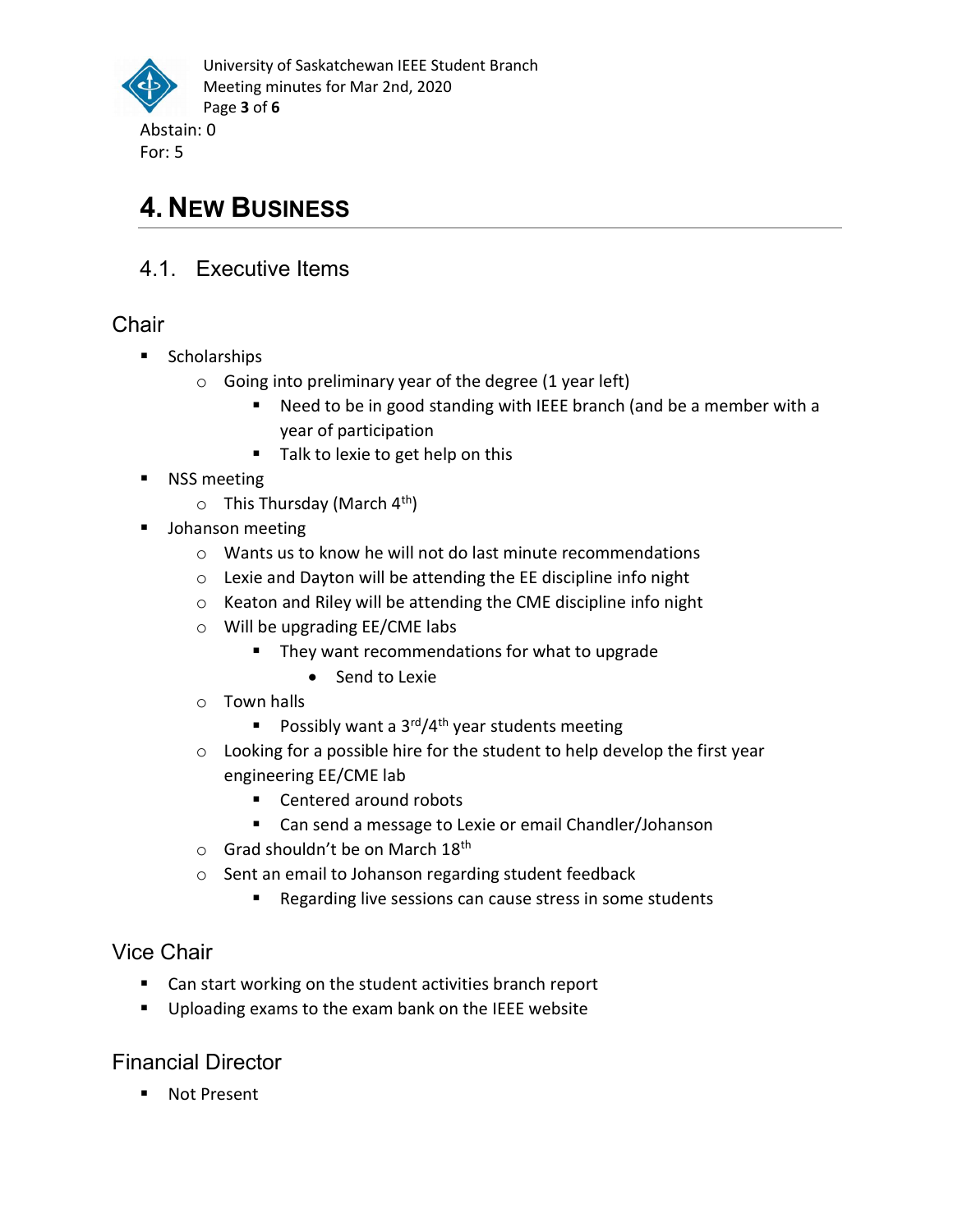Abstain: 0
For: 5

# 4. New Business

## 4.1. Executive Items

### Chair

- Scholarships
  - Going into preliminary year of the degree (1 year left)
    - Need to be in good standing with IEEE branch (and be a member with a year of participation
    - Talk to lexie to get help on this
- NSS meeting
  - This Thursday (March 4th)
- Johanson meeting
  - Wants us to know he will not do last minute recommendations
  - Lexie and Dayton will be attending the EE discipline info night
  - Keaton and Riley will be attending the CME discipline info night
  - Will be upgrading EE/CME labs
    - They want recommendations for what to upgrade
      - Send to Lexie
  - Town halls
    - Possibly want a 3rd/4th year students meeting
  - Looking for a possible hire for the student to help develop the first year engineering EE/CME lab
    - Centered around robots
    - Can send a message to Lexie or email Chandler/Johanson
  - Grad shouldn't be on March 18th
  - Sent an email to Johanson regarding student feedback
    - Regarding live sessions can cause stress in some students

### Vice Chair

- Can start working on the student activities branch report
- Uploading exams to the exam bank on the IEEE website

### Financial Director

- Not Present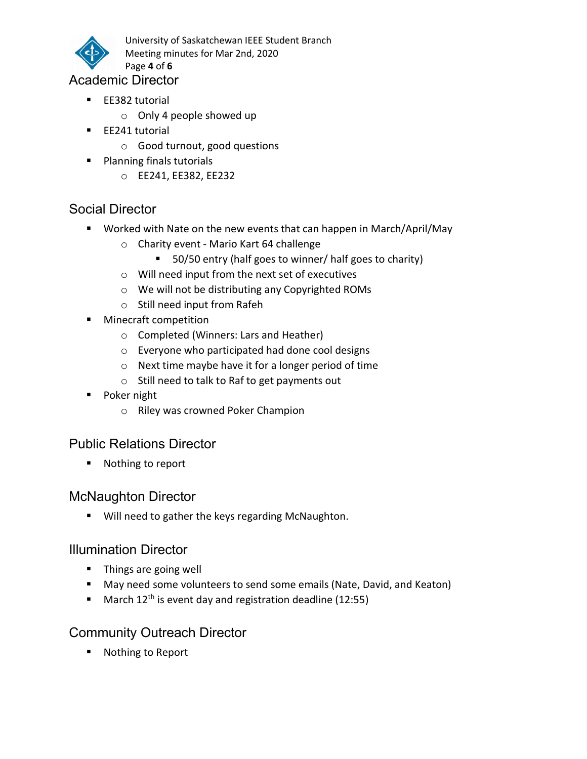## Academic Director

- EE382 tutorial
  - Only 4 people showed up
- EE241 tutorial
  - Good turnout, good questions
- Planning finals tutorials
  - EE241, EE382, EE232

## Social Director

- Worked with Nate on the new events that can happen in March/April/May
  - Charity event - Mario Kart 64 challenge
    - 50/50 entry (half goes to winner/ half goes to charity)
  - Will need input from the next set of executives
  - We will not be distributing any Copyrighted ROMs
  - Still need input from Rafeh
- Minecraft competition
  - Completed (Winners: Lars and Heather)
  - Everyone who participated had done cool designs
  - Next time maybe have it for a longer period of time
  - Still need to talk to Raf to get payments out
- Poker night
  - Riley was crowned Poker Champion

## Public Relations Director

- Nothing to report

## McNaughton Director

- Will need to gather the keys regarding McNaughton.

## Illumination Director

- Things are going well
- May need some volunteers to send some emails (Nate, David, and Keaton)
- March 12th is event day and registration deadline (12:55)

## Community Outreach Director

- Nothing to Report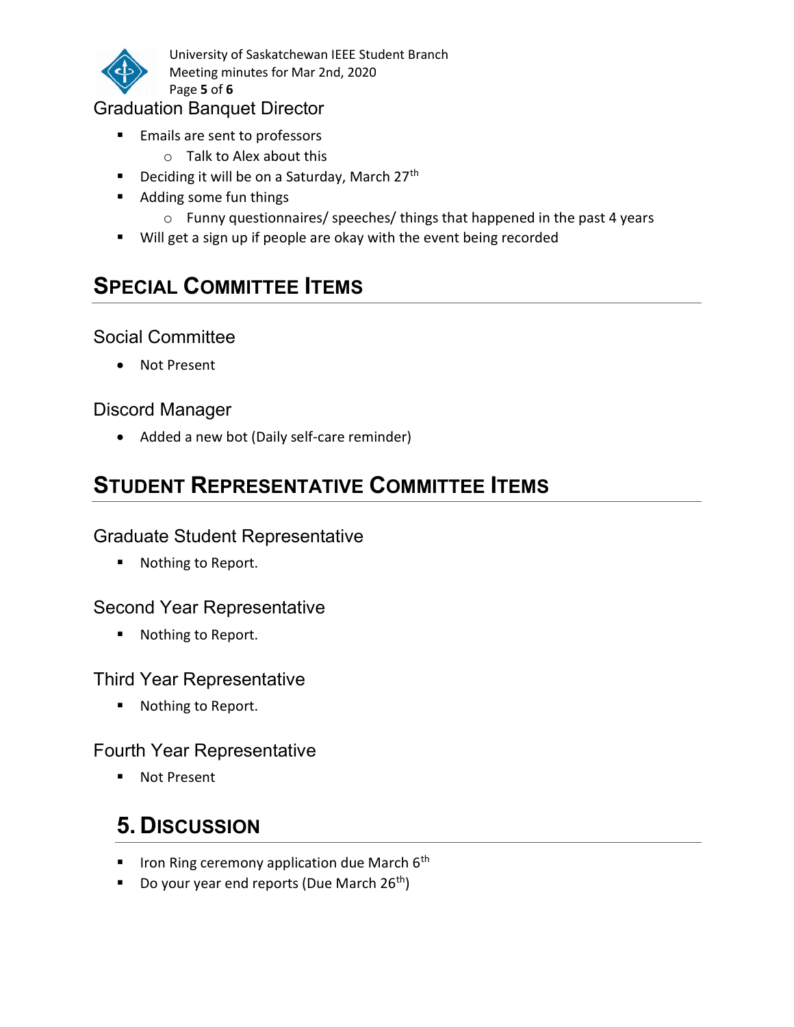### Graduation Banquet Director

- Emails are sent to professors
  - Talk to Alex about this
- Deciding it will be on a Saturday, March 27th
- Adding some fun things
  - Funny questionnaires/ speeches/ things that happened in the past 4 years
- Will get a sign up if people are okay with the event being recorded

## Special Committee Items

### Social Committee

- Not Present

### Discord Manager

- Added a new bot (Daily self-care reminder)

## Student Representative Committee Items

### Graduate Student Representative

- Nothing to Report.

### Second Year Representative

- Nothing to Report.

### Third Year Representative

- Nothing to Report.

### Fourth Year Representative

- Not Present

## 5. Discussion

- Iron Ring ceremony application due March 6th
- Do your year end reports (Due March 26th)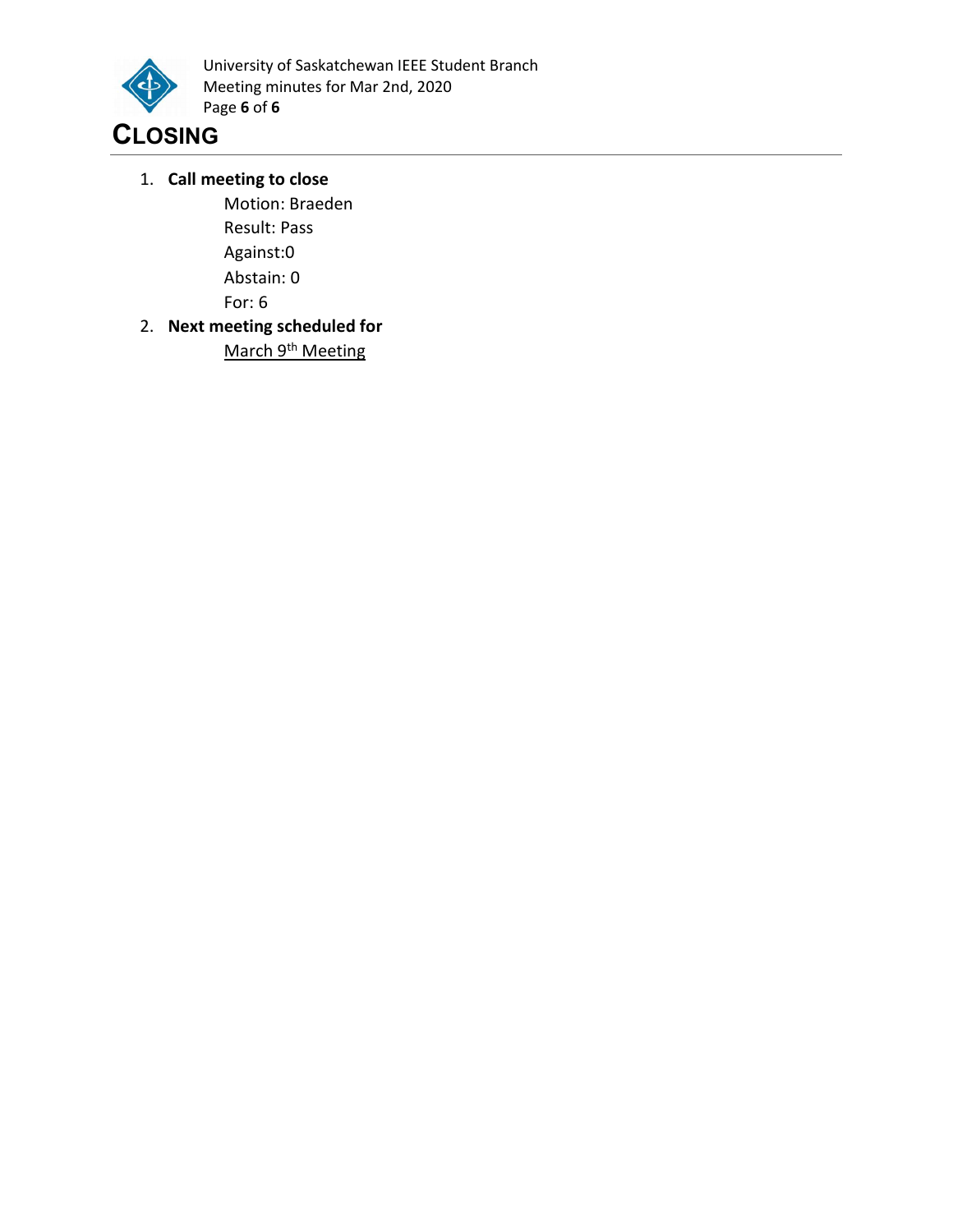# CLOSING

1. **Call meeting to close**

   Motion: Braeden

   Result: Pass

   Against:0

   Abstain: 0

   For: 6

2. **Next meeting scheduled for**

   March 9th Meeting